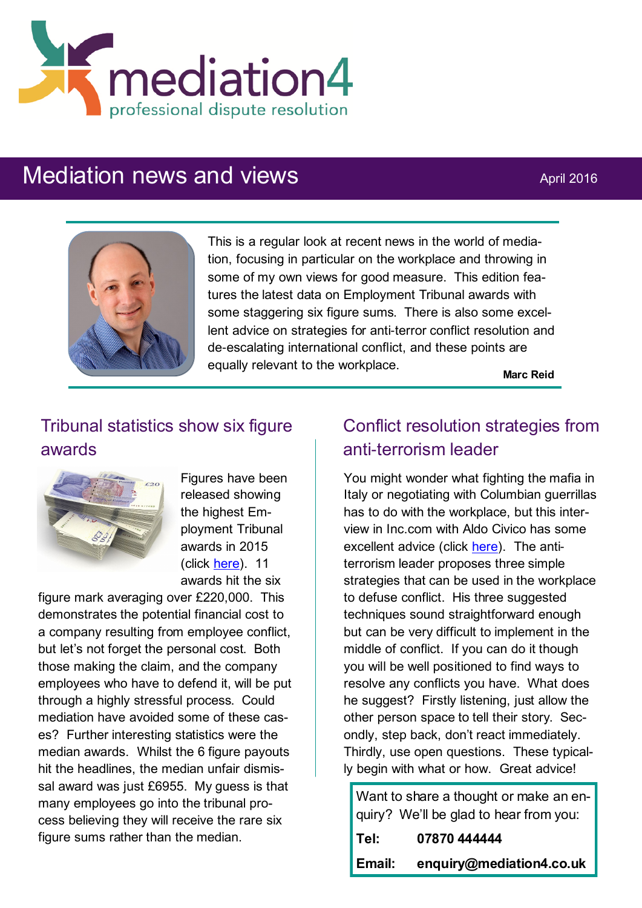# mediation4

professional dispute resolution

## Mediation news and views

April 2016

This is a regular look at recent news in the world of mediation, focusing in particular on the workplace and throwing in some of my own views for good measure. This edition features the latest data on Employment Tribunal awards with some staggering six figure sums. There is also some excellent advice on strategies for anti-terror conflict resolution and de-escalating international conflict, and these points are equally relevant to the workplace.

**Marc Reid**

### Tribunal statistics show six figure awards

Figures have been released showing the highest Employment Tribunal awards in 2015 (click here). 11 awards hit the six figure mark averaging over £220,000. This demonstrates the potential financial cost to a company resulting from employee conflict, but let's not forget the personal cost. Both those making the claim, and the company employees who have to defend it, will be put through a highly stressful process. Could mediation have avoided some of these cases? Further interesting statistics were the median awards. Whilst the 6 figure payouts hit the headlines, the median unfair dismissal award was just £6955. My guess is that many employees go into the tribunal process believing they will receive the rare six figure sums rather than the median.

### Conflict resolution strategies from anti-terrorism leader

You might wonder what fighting the mafia in Italy or negotiating with Columbian guerrillas has to do with the workplace, but this interview in Inc.com with Aldo Civico has some excellent advice (click here). The anti-terrorism leader proposes three simple strategies that can be used in the workplace to defuse conflict. His three suggested techniques sound straightforward enough but can be very difficult to implement in the middle of conflict. If you can do it though you will be well positioned to find ways to resolve any conflicts you have. What does he suggest? Firstly listening, just allow the other person space to tell their story. Secondly, step back, don't react immediately. Thirdly, use open questions. These typically begin with what or how. Great advice!

Want to share a thought or make an enquiry? We'll be glad to hear from you:

**Tel:** **07870 444444**

**Email:** **enquiry@mediation4.co.uk**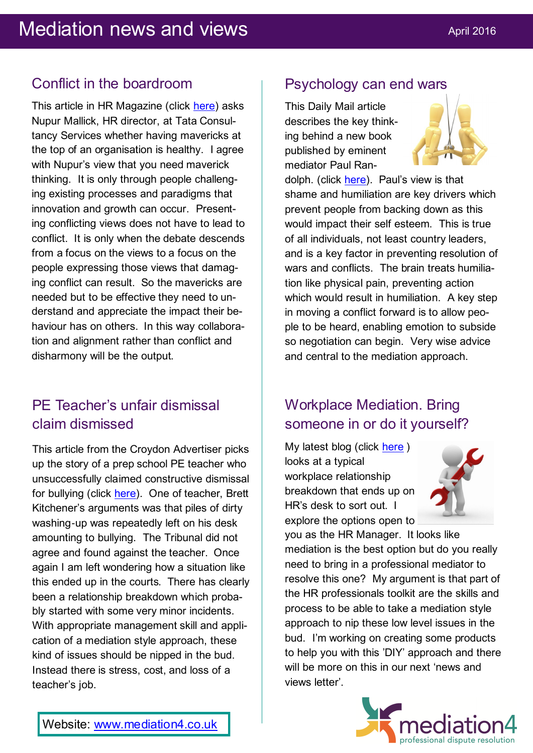# Mediation news and views

April 2016

## Conflict in the boardroom

This article in HR Magazine (click here) asks Nupur Mallick, HR director, at Tata Consultancy Services whether having mavericks at the top of an organisation is healthy. I agree with Nupur's view that you need maverick thinking. It is only through people challenging existing processes and paradigms that innovation and growth can occur. Presenting conflicting views does not have to lead to conflict. It is only when the debate descends from a focus on the views to a focus on the people expressing those views that damaging conflict can result. So the mavericks are needed but to be effective they need to understand and appreciate the impact their behaviour has on others. In this way collaboration and alignment rather than conflict and disharmony will be the output.

## PE Teacher's unfair dismissal claim dismissed

This article from the Croydon Advertiser picks up the story of a prep school PE teacher who unsuccessfully claimed constructive dismissal for bullying (click here). One of teacher, Brett Kitchener's arguments was that piles of dirty washing-up was repeatedly left on his desk amounting to bullying. The Tribunal did not agree and found against the teacher. Once again I am left wondering how a situation like this ended up in the courts. There has clearly been a relationship breakdown which probably started with some very minor incidents. With appropriate management skill and application of a mediation style approach, these kind of issues should be nipped in the bud. Instead there is stress, cost, and loss of a teacher's job.

Website: www.mediation4.co.uk

## Psychology can end wars

This Daily Mail article describes the key thinking behind a new book published by eminent mediator Paul Randolph. (click here). Paul's view is that shame and humiliation are key drivers which prevent people from backing down as this would impact their self esteem. This is true of all individuals, not least country leaders, and is a key factor in preventing resolution of wars and conflicts. The brain treats humiliation like physical pain, preventing action which would result in humiliation. A key step in moving a conflict forward is to allow people to be heard, enabling emotion to subside so negotiation can begin. Very wise advice and central to the mediation approach.

## Workplace Mediation. Bring someone in or do it yourself?

My latest blog (click here ) looks at a typical workplace relationship breakdown that ends up on HR's desk to sort out. I explore the options open to you as the HR Manager. It looks like mediation is the best option but do you really need to bring in a professional mediator to resolve this one? My argument is that part of the HR professionals toolkit are the skills and process to be able to take a mediation style approach to nip these low level issues in the bud. I'm working on creating some products to help you with this 'DIY' approach and there will be more on this in our next 'news and views letter'.

mediation4
professional dispute resolution